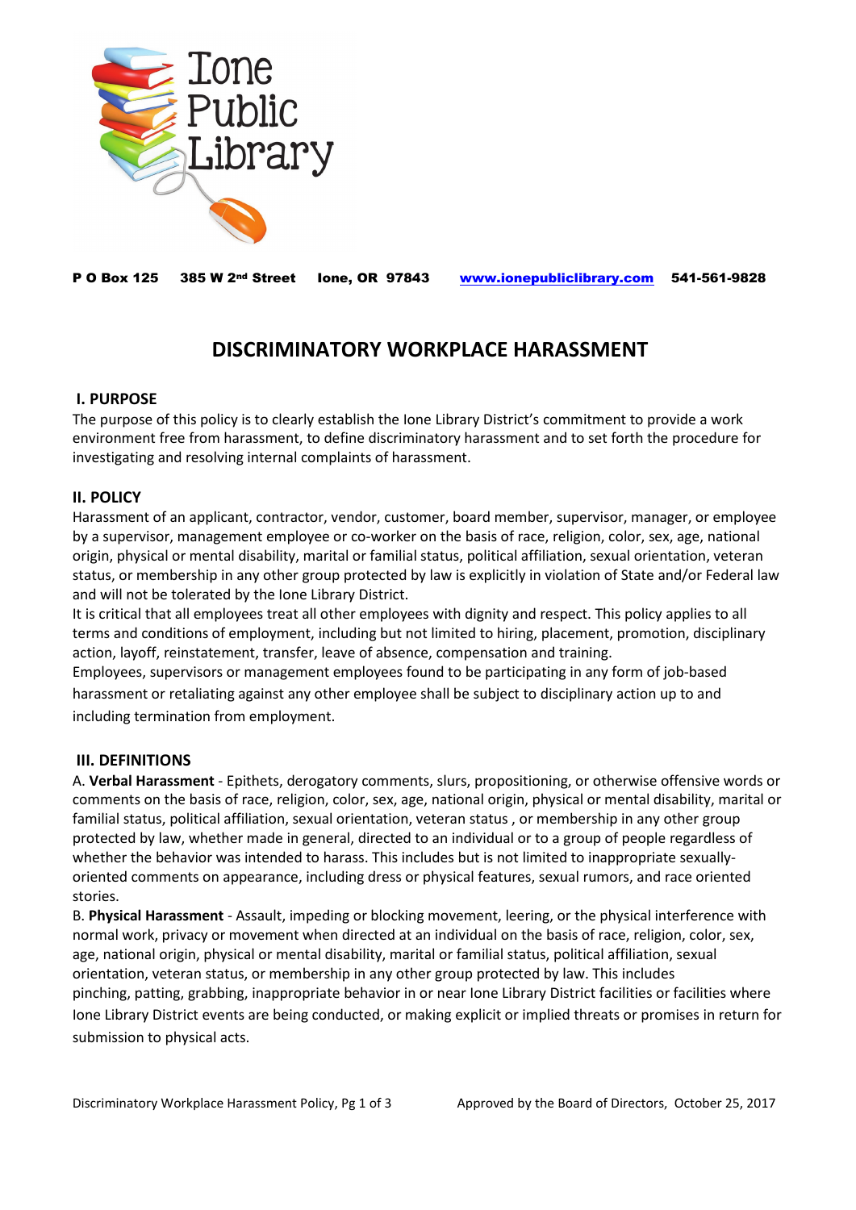Ione Public Library

**P O Box 125  385 W 2nd Street  Ione, OR 97843  [www.ionepubliclibrary.com](http://www.ionepubliclibrary.com)  541-561-9828**

# DISCRIMINATORY WORKPLACE HARASSMENT

## I. PURPOSE

The purpose of this policy is to clearly establish the Ione Library District's commitment to provide a work environment free from harassment, to define discriminatory harassment and to set forth the procedure for investigating and resolving internal complaints of harassment.

## II. POLICY

Harassment of an applicant, contractor, vendor, customer, board member, supervisor, manager, or employee by a supervisor, management employee or co-worker on the basis of race, religion, color, sex, age, national origin, physical or mental disability, marital or familial status, political affiliation, sexual orientation, veteran status, or membership in any other group protected by law is explicitly in violation of State and/or Federal law and will not be tolerated by the Ione Library District.

It is critical that all employees treat all other employees with dignity and respect. This policy applies to all terms and conditions of employment, including but not limited to hiring, placement, promotion, disciplinary action, layoff, reinstatement, transfer, leave of absence, compensation and training.

Employees, supervisors or management employees found to be participating in any form of job-based harassment or retaliating against any other employee shall be subject to disciplinary action up to and including termination from employment.

## III. DEFINITIONS

A. **Verbal Harassment** - Epithets, derogatory comments, slurs, propositioning, or otherwise offensive words or comments on the basis of race, religion, color, sex, age, national origin, physical or mental disability, marital or familial status, political affiliation, sexual orientation, veteran status , or membership in any other group protected by law, whether made in general, directed to an individual or to a group of people regardless of whether the behavior was intended to harass. This includes but is not limited to inappropriate sexually-oriented comments on appearance, including dress or physical features, sexual rumors, and race oriented stories.

B. **Physical Harassment** - Assault, impeding or blocking movement, leering, or the physical interference with normal work, privacy or movement when directed at an individual on the basis of race, religion, color, sex, age, national origin, physical or mental disability, marital or familial status, political affiliation, sexual orientation, veteran status, or membership in any other group protected by law. This includes pinching, patting, grabbing, inappropriate behavior in or near Ione Library District facilities or facilities where Ione Library District events are being conducted, or making explicit or implied threats or promises in return for submission to physical acts.

Discriminatory Workplace Harassment Policy, Pg 1 of 3  Approved by the Board of Directors, October 25, 2017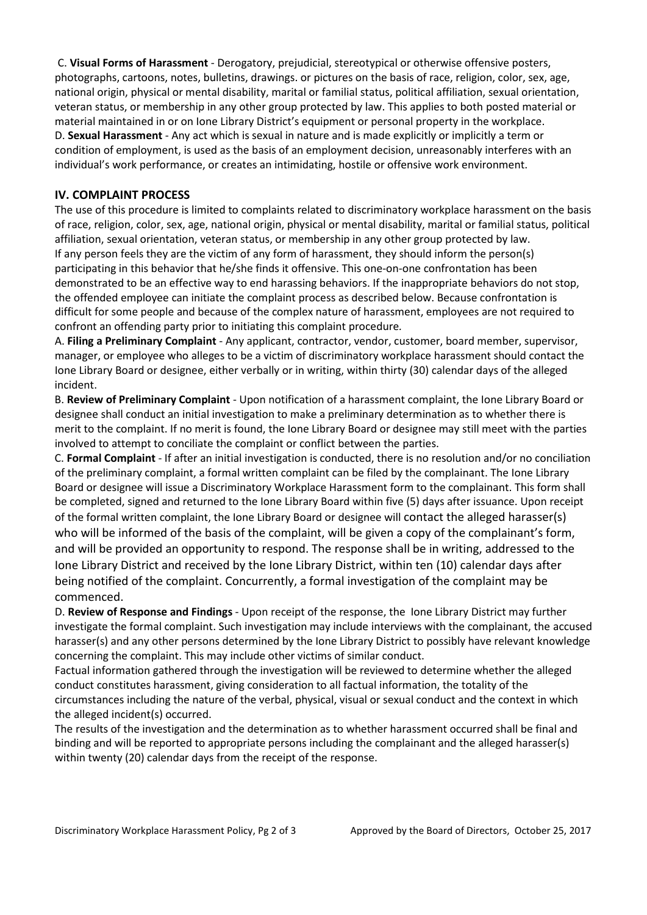C. **Visual Forms of Harassment** - Derogatory, prejudicial, stereotypical or otherwise offensive posters, photographs, cartoons, notes, bulletins, drawings. or pictures on the basis of race, religion, color, sex, age, national origin, physical or mental disability, marital or familial status, political affiliation, sexual orientation, veteran status, or membership in any other group protected by law. This applies to both posted material or material maintained in or on Ione Library District's equipment or personal property in the workplace.

D. **Sexual Harassment** - Any act which is sexual in nature and is made explicitly or implicitly a term or condition of employment, is used as the basis of an employment decision, unreasonably interferes with an individual's work performance, or creates an intimidating, hostile or offensive work environment.

## IV. COMPLAINT PROCESS

The use of this procedure is limited to complaints related to discriminatory workplace harassment on the basis of race, religion, color, sex, age, national origin, physical or mental disability, marital or familial status, political affiliation, sexual orientation, veteran status, or membership in any other group protected by law.

If any person feels they are the victim of any form of harassment, they should inform the person(s) participating in this behavior that he/she finds it offensive. This one-on-one confrontation has been demonstrated to be an effective way to end harassing behaviors. If the inappropriate behaviors do not stop, the offended employee can initiate the complaint process as described below. Because confrontation is difficult for some people and because of the complex nature of harassment, employees are not required to confront an offending party prior to initiating this complaint procedure.

A. **Filing a Preliminary Complaint** - Any applicant, contractor, vendor, customer, board member, supervisor, manager, or employee who alleges to be a victim of discriminatory workplace harassment should contact the Ione Library Board or designee, either verbally or in writing, within thirty (30) calendar days of the alleged incident.

B. **Review of Preliminary Complaint** - Upon notification of a harassment complaint, the Ione Library Board or designee shall conduct an initial investigation to make a preliminary determination as to whether there is merit to the complaint. If no merit is found, the Ione Library Board or designee may still meet with the parties involved to attempt to conciliate the complaint or conflict between the parties.

C. **Formal Complaint** - If after an initial investigation is conducted, there is no resolution and/or no conciliation of the preliminary complaint, a formal written complaint can be filed by the complainant. The Ione Library Board or designee will issue a Discriminatory Workplace Harassment form to the complainant. This form shall be completed, signed and returned to the Ione Library Board within five (5) days after issuance. Upon receipt of the formal written complaint, the Ione Library Board or designee will contact the alleged harasser(s) who will be informed of the basis of the complaint, will be given a copy of the complainant's form, and will be provided an opportunity to respond. The response shall be in writing, addressed to the Ione Library District and received by the Ione Library District, within ten (10) calendar days after being notified of the complaint. Concurrently, a formal investigation of the complaint may be commenced.

D. **Review of Response and Findings** - Upon receipt of the response, the Ione Library District may further investigate the formal complaint. Such investigation may include interviews with the complainant, the accused harasser(s) and any other persons determined by the Ione Library District to possibly have relevant knowledge concerning the complaint. This may include other victims of similar conduct.

Factual information gathered through the investigation will be reviewed to determine whether the alleged conduct constitutes harassment, giving consideration to all factual information, the totality of the circumstances including the nature of the verbal, physical, visual or sexual conduct and the context in which the alleged incident(s) occurred.

The results of the investigation and the determination as to whether harassment occurred shall be final and binding and will be reported to appropriate persons including the complainant and the alleged harasser(s) within twenty (20) calendar days from the receipt of the response.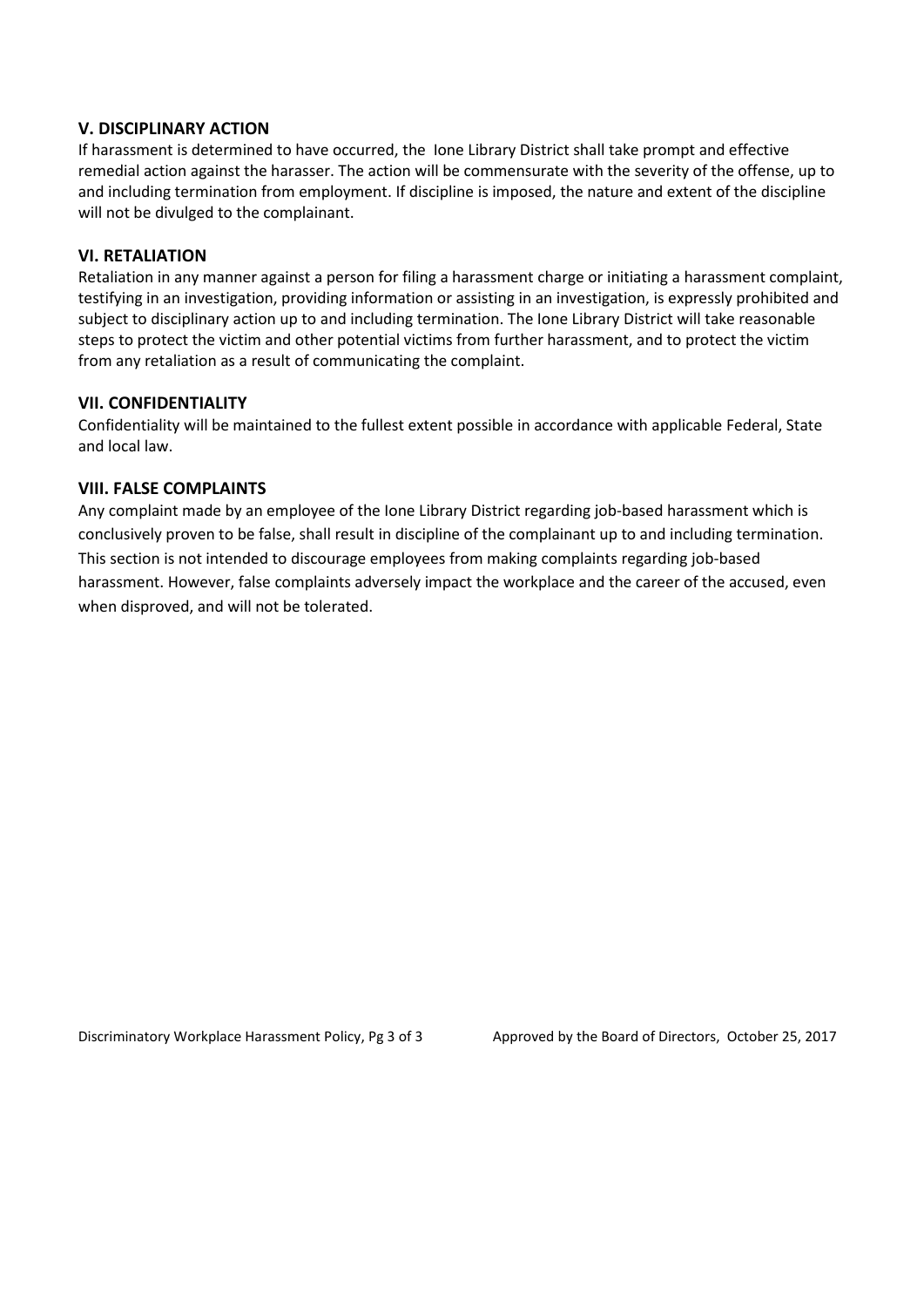## V. DISCIPLINARY ACTION

If harassment is determined to have occurred, the Ione Library District shall take prompt and effective remedial action against the harasser. The action will be commensurate with the severity of the offense, up to and including termination from employment. If discipline is imposed, the nature and extent of the discipline will not be divulged to the complainant.

## VI. RETALIATION

Retaliation in any manner against a person for filing a harassment charge or initiating a harassment complaint, testifying in an investigation, providing information or assisting in an investigation, is expressly prohibited and subject to disciplinary action up to and including termination. The Ione Library District will take reasonable steps to protect the victim and other potential victims from further harassment, and to protect the victim from any retaliation as a result of communicating the complaint.

## VII. CONFIDENTIALITY

Confidentiality will be maintained to the fullest extent possible in accordance with applicable Federal, State and local law.

## VIII. FALSE COMPLAINTS

Any complaint made by an employee of the Ione Library District regarding job-based harassment which is conclusively proven to be false, shall result in discipline of the complainant up to and including termination. This section is not intended to discourage employees from making complaints regarding job-based harassment. However, false complaints adversely impact the workplace and the career of the accused, even when disproved, and will not be tolerated.

Approved by the Board of Directors, October 25, 2017